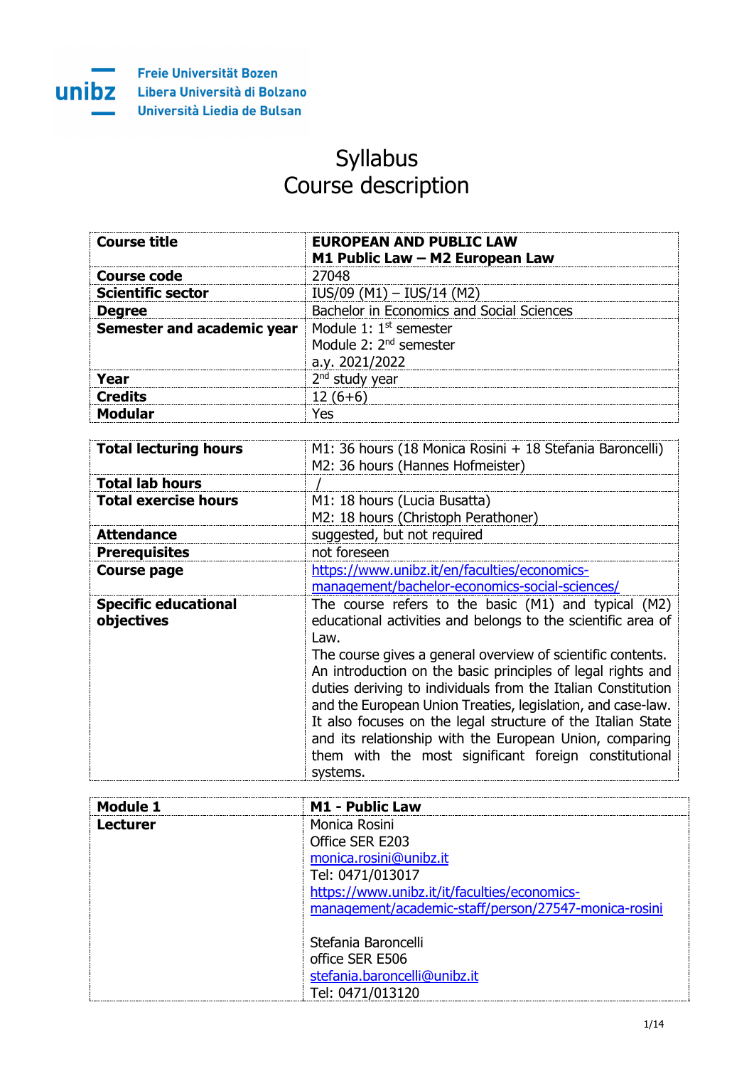Freie Universität Bozen
Libera Università di Bolzano
Università Liedia de Bulsan

# Syllabus
# Course description

| Course title | **EUROPEAN AND PUBLIC LAW**<br>**M1 Public Law – M2 European Law** |
|---|---|
| **Course code** | 27048 |
| **Scientific sector** | IUS/09 (M1) – IUS/14 (M2) |
| **Degree** | Bachelor in Economics and Social Sciences |
| **Semester and academic year** | Module 1: 1st semester<br>Module 2: 2nd semester<br>a.y. 2021/2022 |
| **Year** | 2nd study year |
| **Credits** | 12 (6+6) |
| **Modular** | Yes |

| Total lecturing hours | M1: 36 hours (18 Monica Rosini + 18 Stefania Baroncelli)<br>M2: 36 hours (Hannes Hofmeister) |
|---|---|
| **Total lab hours** | / |
| **Total exercise hours** | M1: 18 hours (Lucia Busatta)<br>M2: 18 hours (Christoph Perathoner) |
| **Attendance** | suggested, but not required |
| **Prerequisites** | not foreseen |
| **Course page** | https://www.unibz.it/en/faculties/economics-management/bachelor-economics-social-sciences/ |
| **Specific educational objectives** | The course refers to the basic (M1) and typical (M2) educational activities and belongs to the scientific area of Law.<br>The course gives a general overview of scientific contents. An introduction on the basic principles of legal rights and duties deriving to individuals from the Italian Constitution and the European Union Treaties, legislation, and case-law. It also focuses on the legal structure of the Italian State and its relationship with the European Union, comparing them with the most significant foreign constitutional systems. |

| Module 1 | **M1 - Public Law** |
|---|---|
| **Lecturer** | Monica Rosini<br>Office SER E203<br>monica.rosini@unibz.it<br>Tel: 0471/013017<br>https://www.unibz.it/it/faculties/economics-management/academic-staff/person/27547-monica-rosini<br><br>Stefania Baroncelli<br>office SER E506<br>stefania.baroncelli@unibz.it<br>Tel: 0471/013120 |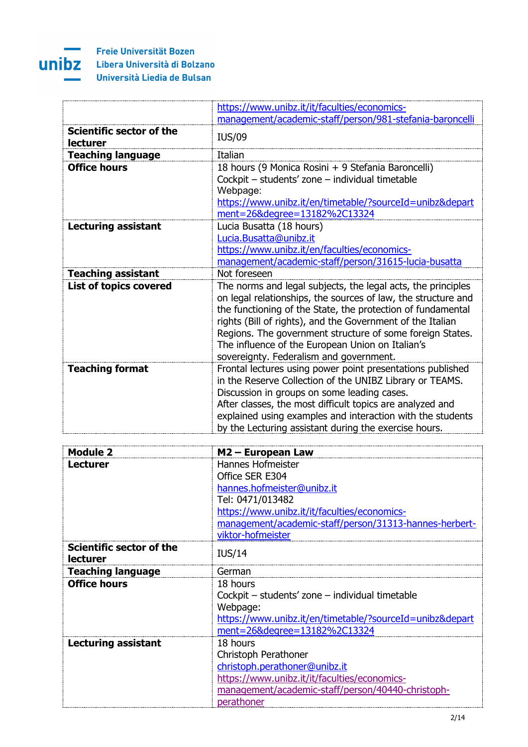| | |
|---|---|
| | https://www.unibz.it/it/faculties/economics-management/academic-staff/person/981-stefania-baroncelli |
| **Scientific sector of the lecturer** | IUS/09 |
| **Teaching language** | Italian |
| **Office hours** | 18 hours (9 Monica Rosini + 9 Stefania Baroncelli)<br>Cockpit – students' zone – individual timetable<br>Webpage:<br>https://www.unibz.it/en/timetable/?sourceId=unibz&department=26&degree=13182%2C13324 |
| **Lecturing assistant** | Lucia Busatta (18 hours)<br>Lucia.Busatta@unibz.it<br>https://www.unibz.it/en/faculties/economics-management/academic-staff/person/31615-lucia-busatta |
| **Teaching assistant** | Not foreseen |
| **List of topics covered** | The norms and legal subjects, the legal acts, the principles on legal relationships, the sources of law, the structure and the functioning of the State, the protection of fundamental rights (Bill of rights), and the Government of the Italian Regions. The government structure of some foreign States. The influence of the European Union on Italian's sovereignty. Federalism and government. |
| **Teaching format** | Frontal lectures using power point presentations published in the Reserve Collection of the UNIBZ Library or TEAMS. Discussion in groups on some leading cases.<br>After classes, the most difficult topics are analyzed and explained using examples and interaction with the students by the Lecturing assistant during the exercise hours. |

| **Module 2** | **M2 – European Law** |
|---|---|
| **Lecturer** | Hannes Hofmeister<br>Office SER E304<br>hannes.hofmeister@unibz.it<br>Tel: 0471/013482<br>https://www.unibz.it/it/faculties/economics-management/academic-staff/person/31313-hannes-herbert-viktor-hofmeister |
| **Scientific sector of the lecturer** | IUS/14 |
| **Teaching language** | German |
| **Office hours** | 18 hours<br>Cockpit – students' zone – individual timetable<br>Webpage:<br>https://www.unibz.it/en/timetable/?sourceId=unibz&department=26&degree=13182%2C13324 |
| **Lecturing assistant** | 18 hours<br>Christoph Perathoner<br>christoph.perathoner@unibz.it<br>https://www.unibz.it/it/faculties/economics-management/academic-staff/person/40440-christoph-perathoner |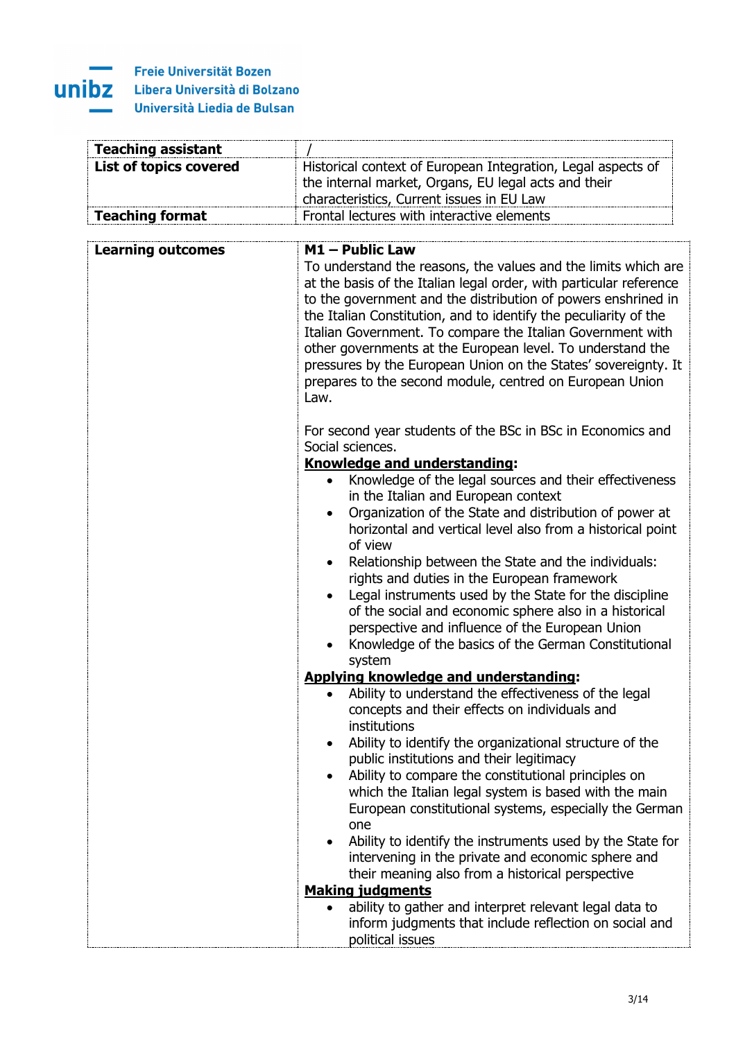| | |
|---|---|
| **Teaching assistant** | / |
| **List of topics covered** | Historical context of European Integration, Legal aspects of the internal market, Organs, EU legal acts and their characteristics, Current issues in EU Law |
| **Teaching format** | Frontal lectures with interactive elements |

| | |
|---|---|
| **Learning outcomes** | **M1 – Public Law**<br>To understand the reasons, the values and the limits which are at the basis of the Italian legal order, with particular reference to the government and the distribution of powers enshrined in the Italian Constitution, and to identify the peculiarity of the Italian Government. To compare the Italian Government with other governments at the European level. To understand the pressures by the European Union on the States' sovereignty. It prepares to the second module, centred on European Union Law.<br><br>For second year students of the BSc in BSc in Economics and Social sciences.<br>**Knowledge and understanding:**<br>• Knowledge of the legal sources and their effectiveness in the Italian and European context<br>• Organization of the State and distribution of power at horizontal and vertical level also from a historical point of view<br>• Relationship between the State and the individuals: rights and duties in the European framework<br>• Legal instruments used by the State for the discipline of the social and economic sphere also in a historical perspective and influence of the European Union<br>• Knowledge of the basics of the German Constitutional system<br>**Applying knowledge and understanding:**<br>• Ability to understand the effectiveness of the legal concepts and their effects on individuals and institutions<br>• Ability to identify the organizational structure of the public institutions and their legitimacy<br>• Ability to compare the constitutional principles on which the Italian legal system is based with the main European constitutional systems, especially the German one<br>• Ability to identify the instruments used by the State for intervening in the private and economic sphere and their meaning also from a historical perspective<br>**Making judgments**<br>• ability to gather and interpret relevant legal data to inform judgments that include reflection on social and political issues |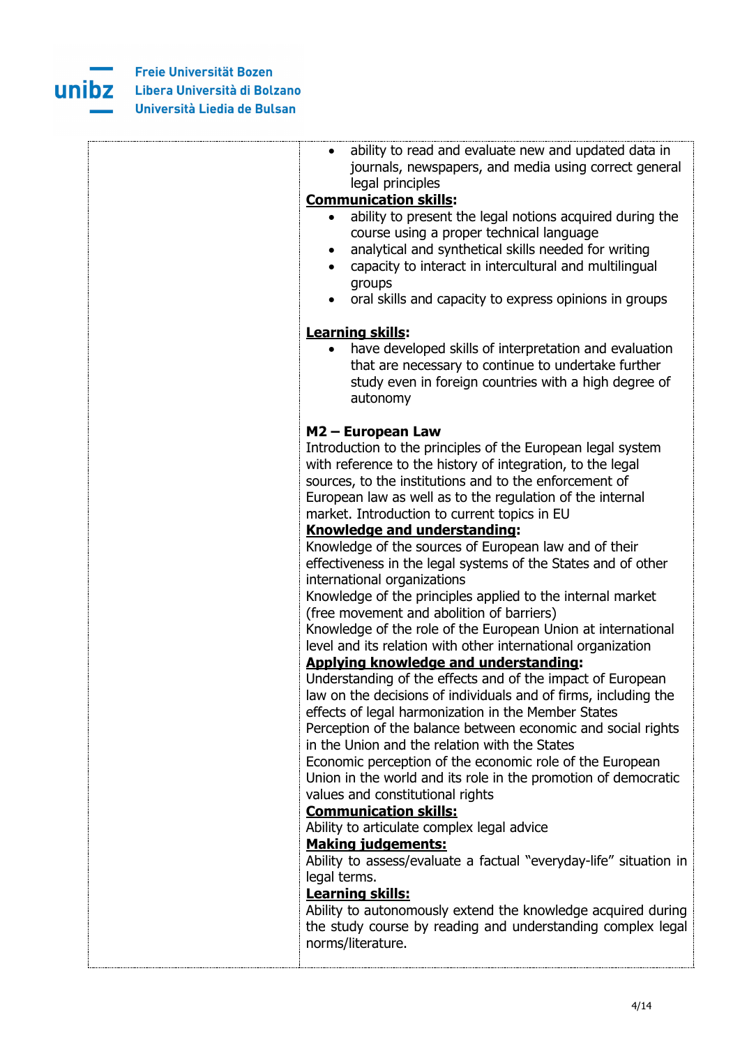- ability to read and evaluate new and updated data in journals, newspapers, and media using correct general legal principles

**Communication skills:**

- ability to present the legal notions acquired during the course using a proper technical language
- analytical and synthetical skills needed for writing
- capacity to interact in intercultural and multilingual groups
- oral skills and capacity to express opinions in groups

**Learning skills:**

- have developed skills of interpretation and evaluation that are necessary to continue to undertake further study even in foreign countries with a high degree of autonomy

**M2 – European Law**

Introduction to the principles of the European legal system with reference to the history of integration, to the legal sources, to the institutions and to the enforcement of European law as well as to the regulation of the internal market. Introduction to current topics in EU

**Knowledge and understanding:**

Knowledge of the sources of European law and of their effectiveness in the legal systems of the States and of other international organizations

Knowledge of the principles applied to the internal market (free movement and abolition of barriers)

Knowledge of the role of the European Union at international level and its relation with other international organization

**Applying knowledge and understanding:**

Understanding of the effects and of the impact of European law on the decisions of individuals and of firms, including the effects of legal harmonization in the Member States

Perception of the balance between economic and social rights in the Union and the relation with the States

Economic perception of the economic role of the European Union in the world and its role in the promotion of democratic values and constitutional rights

**Communication skills:**

Ability to articulate complex legal advice

**Making judgements:**

Ability to assess/evaluate a factual "everyday-life" situation in legal terms.

**Learning skills:**

Ability to autonomously extend the knowledge acquired during the study course by reading and understanding complex legal norms/literature.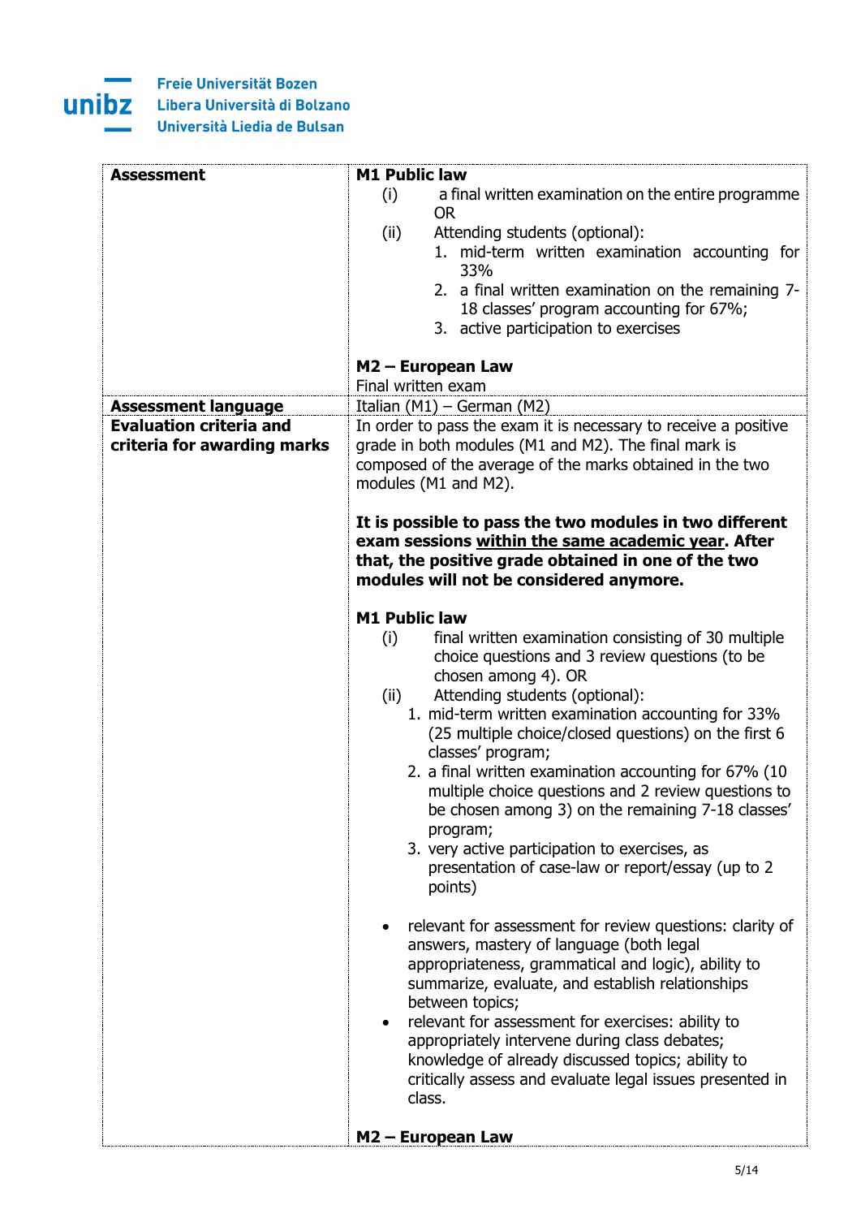| | |
|---|---|
| **Assessment** | **M1 Public law**<br>(i) a final written examination on the entire programme OR<br>(ii) Attending students (optional):<br>1. mid-term written examination accounting for 33%<br>2. a final written examination on the remaining 7-18 classes' program accounting for 67%;<br>3. active participation to exercises<br><br>**M2 – European Law**<br>Final written exam |
| **Assessment language** | Italian (M1) – German (M2) |
| **Evaluation criteria and criteria for awarding marks** | In order to pass the exam it is necessary to receive a positive grade in both modules (M1 and M2). The final mark is composed of the average of the marks obtained in the two modules (M1 and M2).<br><br>**It is possible to pass the two modules in two different exam sessions <u>within the same academic year</u>. After that, the positive grade obtained in one of the two modules will not be considered anymore.**<br><br>**M1 Public law**<br>(i) final written examination consisting of 30 multiple choice questions and 3 review questions (to be chosen among 4). OR<br>(ii) Attending students (optional):<br>1. mid-term written examination accounting for 33% (25 multiple choice/closed questions) on the first 6 classes' program;<br>2. a final written examination accounting for 67% (10 multiple choice questions and 2 review questions to be chosen among 3) on the remaining 7-18 classes' program;<br>3. very active participation to exercises, as presentation of case-law or report/essay (up to 2 points)<br><br>• relevant for assessment for review questions: clarity of answers, mastery of language (both legal appropriateness, grammatical and logic), ability to summarize, evaluate, and establish relationships between topics;<br>• relevant for assessment for exercises: ability to appropriately intervene during class debates; knowledge of already discussed topics; ability to critically assess and evaluate legal issues presented in class.<br><br>**M2 – European Law** |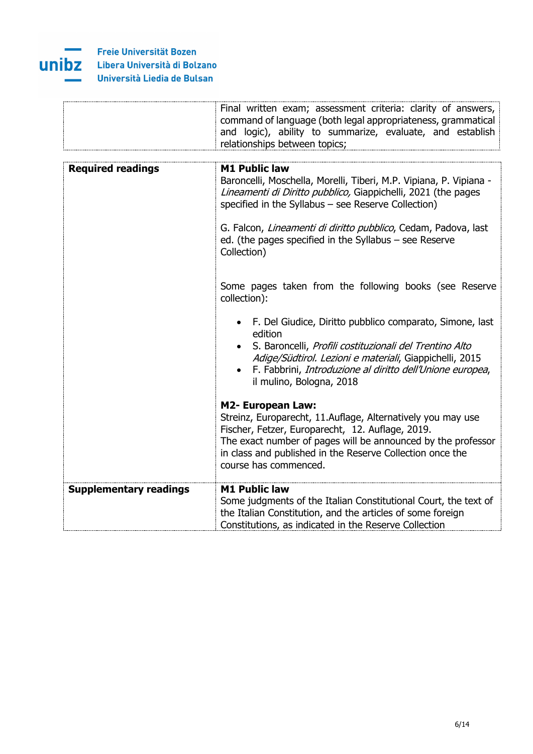| | |
|---|---|
| | Final written exam; assessment criteria: clarity of answers, command of language (both legal appropriateness, grammatical and logic), ability to summarize, evaluate, and establish relationships between topics; |

| | |
|---|---|
| **Required readings** | **M1 Public law**<br>Baroncelli, Moschella, Morelli, Tiberi, M.P. Vipiana, P. Vipiana - *Lineamenti di Diritto pubblico,* Giappichelli, 2021 (the pages specified in the Syllabus – see Reserve Collection)<br><br>G. Falcon, *Lineamenti di diritto pubblico*, Cedam, Padova, last ed. (the pages specified in the Syllabus – see Reserve Collection)<br><br>Some pages taken from the following books (see Reserve collection):<br><br>• F. Del Giudice, Diritto pubblico comparato, Simone, last edition<br>• S. Baroncelli, *Profili costituzionali del Trentino Alto Adige/Südtirol. Lezioni e materiali*, Giappichelli, 2015<br>• F. Fabbrini, *Introduzione al diritto dell'Unione europea*, il mulino, Bologna, 2018<br><br>**M2- European Law:**<br>Streinz, Europarecht, 11.Auflage, Alternatively you may use Fischer, Fetzer, Europarecht, 12. Auflage, 2019.<br>The exact number of pages will be announced by the professor in class and published in the Reserve Collection once the course has commenced. |
| **Supplementary readings** | **M1 Public law**<br>Some judgments of the Italian Constitutional Court, the text of the Italian Constitution, and the articles of some foreign Constitutions, as indicated in the Reserve Collection |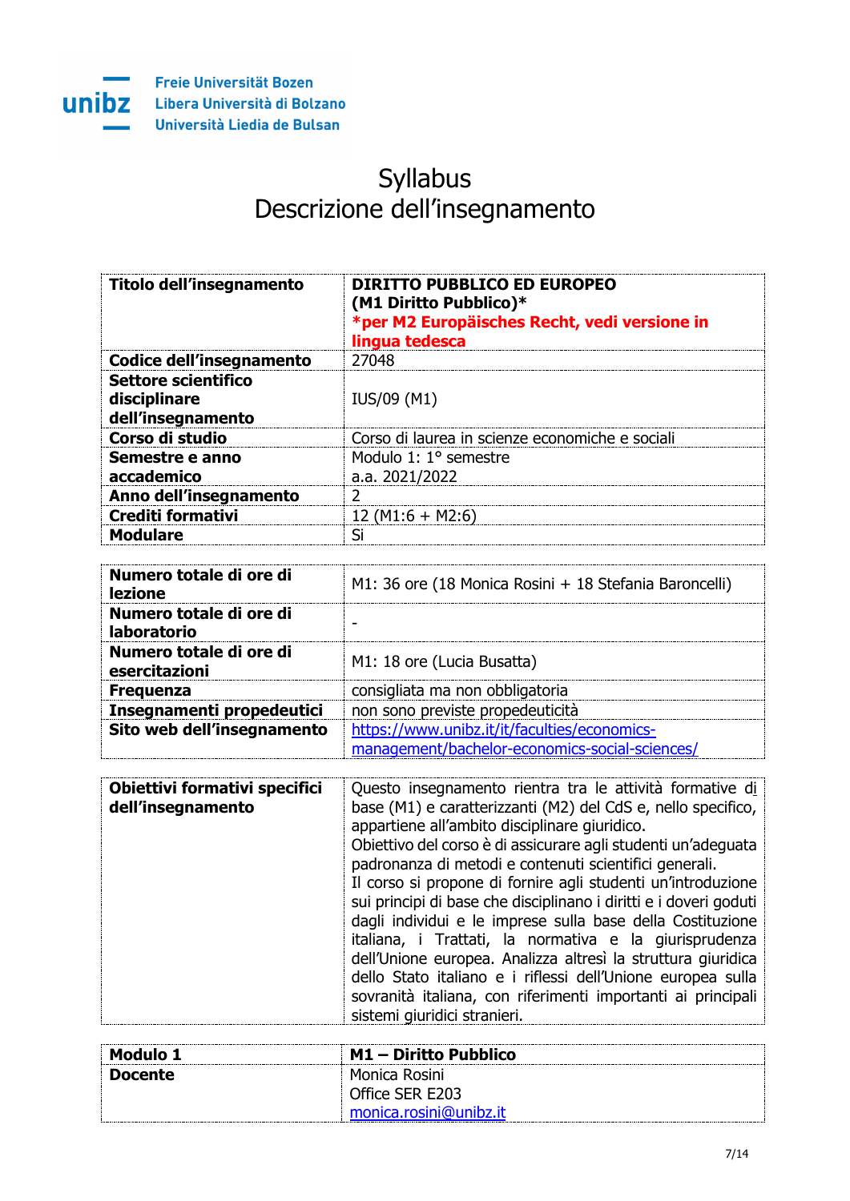Freie Universität Bozen
Libera Università di Bolzano
Università Liedia de Bulsan

# Syllabus
# Descrizione dell'insegnamento

| | |
|---|---|
| **Titolo dell'insegnamento** | **DIRITTO PUBBLICO ED EUROPEO (M1 Diritto Pubblico)*** <br> ***per M2 Europäisches Recht, vedi versione in lingua tedesca** |
| **Codice dell'insegnamento** | 27048 |
| **Settore scientifico disciplinare dell'insegnamento** | IUS/09 (M1) |
| **Corso di studio** | Corso di laurea in scienze economiche e sociali |
| **Semestre e anno accademico** | Modulo 1: 1° semestre <br> a.a. 2021/2022 |
| **Anno dell'insegnamento** | 2 |
| **Crediti formativi** | 12 (M1:6 + M2:6) |
| **Modulare** | Si |

| | |
|---|---|
| **Numero totale di ore di lezione** | M1: 36 ore (18 Monica Rosini + 18 Stefania Baroncelli) |
| **Numero totale di ore di laboratorio** | - |
| **Numero totale di ore di esercitazioni** | M1: 18 ore (Lucia Busatta) |
| **Frequenza** | consigliata ma non obbligatoria |
| **Insegnamenti propedeutici** | non sono previste propedeuticità |
| **Sito web dell'insegnamento** | https://www.unibz.it/it/faculties/economics-management/bachelor-economics-social-sciences/ |

| | |
|---|---|
| **Obiettivi formativi specifici dell'insegnamento** | Questo insegnamento rientra tra le attività formative di base (M1) e caratterizzanti (M2) del CdS e, nello specifico, appartiene all'ambito disciplinare giuridico. <br> Obiettivo del corso è di assicurare agli studenti un'adeguata padronanza di metodi e contenuti scientifici generali. <br> Il corso si propone di fornire agli studenti un'introduzione sui principi di base che disciplinano i diritti e i doveri goduti dagli individui e le imprese sulla base della Costituzione italiana, i Trattati, la normativa e la giurisprudenza dell'Unione europea. Analizza altresì la struttura giuridica dello Stato italiano e i riflessi dell'Unione europea sulla sovranità italiana, con riferimenti importanti ai principali sistemi giuridici stranieri. |

| | |
|---|---|
| **Modulo 1** | **M1 – Diritto Pubblico** |
| **Docente** | Monica Rosini <br> Office SER E203 <br> monica.rosini@unibz.it |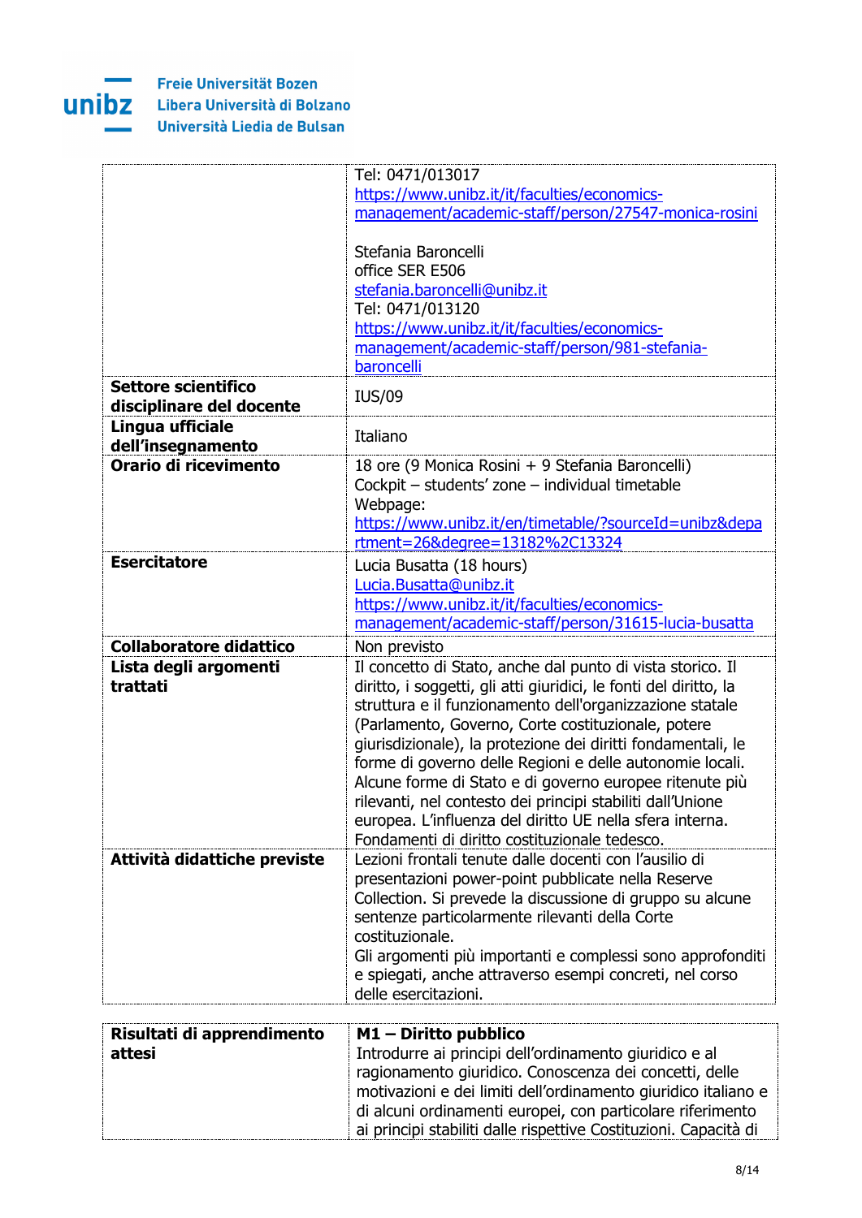| | |
|---|---|
| | Tel: 0471/013017<br>https://www.unibz.it/it/faculties/economics-management/academic-staff/person/27547-monica-rosini<br><br>Stefania Baroncelli<br>office SER E506<br>stefania.baroncelli@unibz.it<br>Tel: 0471/013120<br>https://www.unibz.it/it/faculties/economics-management/academic-staff/person/981-stefania-baroncelli |
| **Settore scientifico disciplinare del docente** | IUS/09 |
| **Lingua ufficiale dell'insegnamento** | Italiano |
| **Orario di ricevimento** | 18 ore (9 Monica Rosini + 9 Stefania Baroncelli)<br>Cockpit – students' zone – individual timetable<br>Webpage:<br>https://www.unibz.it/en/timetable/?sourceId=unibz&department=26&degree=13182%2C13324 |
| **Esercitatore** | Lucia Busatta (18 hours)<br>Lucia.Busatta@unibz.it<br>https://www.unibz.it/it/faculties/economics-management/academic-staff/person/31615-lucia-busatta |
| **Collaboratore didattico** | Non previsto |
| **Lista degli argomenti trattati** | Il concetto di Stato, anche dal punto di vista storico. Il diritto, i soggetti, gli atti giuridici, le fonti del diritto, la struttura e il funzionamento dell'organizzazione statale (Parlamento, Governo, Corte costituzionale, potere giurisdizionale), la protezione dei diritti fondamentali, le forme di governo delle Regioni e delle autonomie locali. Alcune forme di Stato e di governo europee ritenute più rilevanti, nel contesto dei principi stabiliti dall'Unione europea. L'influenza del diritto UE nella sfera interna. Fondamenti di diritto costituzionale tedesco. |
| **Attività didattiche previste** | Lezioni frontali tenute dalle docenti con l'ausilio di presentazioni power-point pubblicate nella Reserve Collection. Si prevede la discussione di gruppo su alcune sentenze particolarmente rilevanti della Corte costituzionale.<br>Gli argomenti più importanti e complessi sono approfonditi e spiegati, anche attraverso esempi concreti, nel corso delle esercitazioni. |

| | |
|---|---|
| **Risultati di apprendimento attesi** | **M1 – Diritto pubblico**<br>Introdurre ai principi dell'ordinamento giuridico e al ragionamento giuridico. Conoscenza dei concetti, delle motivazioni e dei limiti dell'ordinamento giuridico italiano e di alcuni ordinamenti europei, con particolare riferimento ai principi stabiliti dalle rispettive Costituzioni. Capacità di |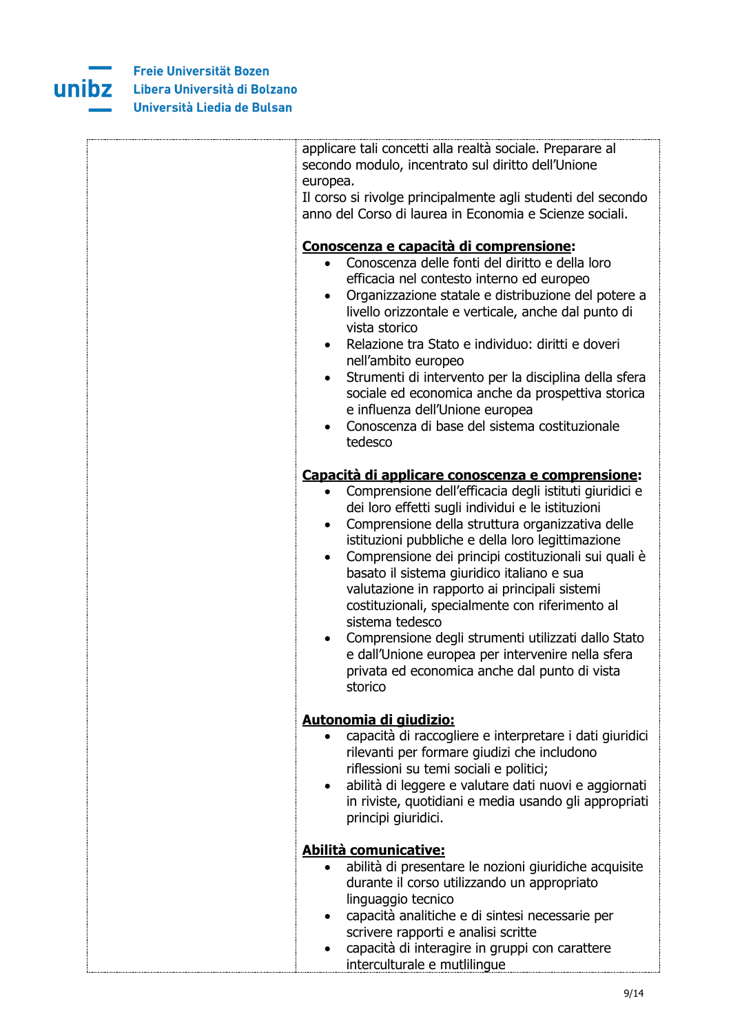| | |
|---|---|
| | applicare tali concetti alla realtà sociale. Preparare al secondo modulo, incentrato sul diritto dell'Unione europea.<br>Il corso si rivolge principalmente agli studenti del secondo anno del Corso di laurea in Economia e Scienze sociali.<br><br>**Conoscenza e capacità di comprensione:**<br>• Conoscenza delle fonti del diritto e della loro efficacia nel contesto interno ed europeo<br>• Organizzazione statale e distribuzione del potere a livello orizzontale e verticale, anche dal punto di vista storico<br>• Relazione tra Stato e individuo: diritti e doveri nell'ambito europeo<br>• Strumenti di intervento per la disciplina della sfera sociale ed economica anche da prospettiva storica e influenza dell'Unione europea<br>• Conoscenza di base del sistema costituzionale tedesco<br><br>**Capacità di applicare conoscenza e comprensione:**<br>• Comprensione dell'efficacia degli istituti giuridici e dei loro effetti sugli individui e le istituzioni<br>• Comprensione della struttura organizzativa delle istituzioni pubbliche e della loro legittimazione<br>• Comprensione dei principi costituzionali sui quali è basato il sistema giuridico italiano e sua valutazione in rapporto ai principali sistemi costituzionali, specialmente con riferimento al sistema tedesco<br>• Comprensione degli strumenti utilizzati dallo Stato e dall'Unione europea per intervenire nella sfera privata ed economica anche dal punto di vista storico<br><br>**Autonomia di giudizio:**<br>• capacità di raccogliere e interpretare i dati giuridici rilevanti per formare giudizi che includono riflessioni su temi sociali e politici;<br>• abilità di leggere e valutare dati nuovi e aggiornati in riviste, quotidiani e media usando gli appropriati principi giuridici.<br><br>**Abilità comunicative:**<br>• abilità di presentare le nozioni giuridiche acquisite durante il corso utilizzando un appropriato linguaggio tecnico<br>• capacità analitiche e di sintesi necessarie per scrivere rapporti e analisi scritte<br>• capacità di interagire in gruppi con carattere interculturale e mutlilingue |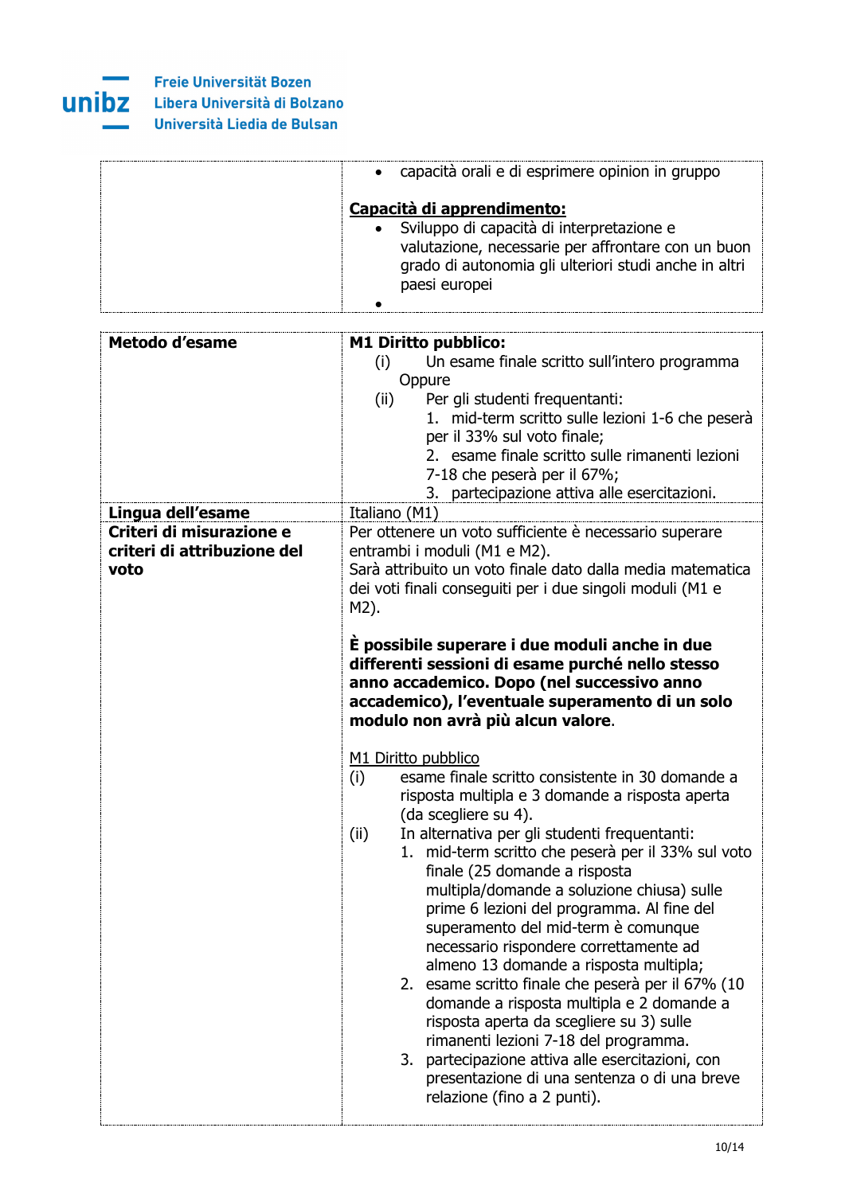| | |
|---|---|
| | • capacità orali e di esprimere opinion in gruppo<br><br>**<u>Capacità di apprendimento:</u>**<br>• Sviluppo di capacità di interpretazione e valutazione, necessarie per affrontare con un buon grado di autonomia gli ulteriori studi anche in altri paesi europei<br>• |

| | |
|---|---|
| **Metodo d'esame** | **M1 Diritto pubblico:**<br>(i) Un esame finale scritto sull'intero programma<br>Oppure<br>(ii) Per gli studenti frequentanti:<br>1. mid-term scritto sulle lezioni 1-6 che peserà per il 33% sul voto finale;<br>2. esame finale scritto sulle rimanenti lezioni 7-18 che peserà per il 67%;<br>3. partecipazione attiva alle esercitazioni. |
| **Lingua dell'esame** | Italiano (M1) |
| **Criteri di misurazione e criteri di attribuzione del voto** | Per ottenere un voto sufficiente è necessario superare entrambi i moduli (M1 e M2).<br>Sarà attribuito un voto finale dato dalla media matematica dei voti finali conseguiti per i due singoli moduli (M1 e M2).<br><br>**È possibile superare i due moduli anche in due differenti sessioni di esame purché nello stesso anno accademico. Dopo (nel successivo anno accademico), l'eventuale superamento di un solo modulo non avrà più alcun valore**.<br><br><u>M1 Diritto pubblico</u><br>(i) esame finale scritto consistente in 30 domande a risposta multipla e 3 domande a risposta aperta (da scegliere su 4).<br>(ii) In alternativa per gli studenti frequentanti:<br>1. mid-term scritto che peserà per il 33% sul voto finale (25 domande a risposta multipla/domande a soluzione chiusa) sulle prime 6 lezioni del programma. Al fine del superamento del mid-term è comunque necessario rispondere correttamente ad almeno 13 domande a risposta multipla;<br>2. esame scritto finale che peserà per il 67% (10 domande a risposta multipla e 2 domande a risposta aperta da scegliere su 3) sulle rimanenti lezioni 7-18 del programma.<br>3. partecipazione attiva alle esercitazioni, con presentazione di una sentenza o di una breve relazione (fino a 2 punti). |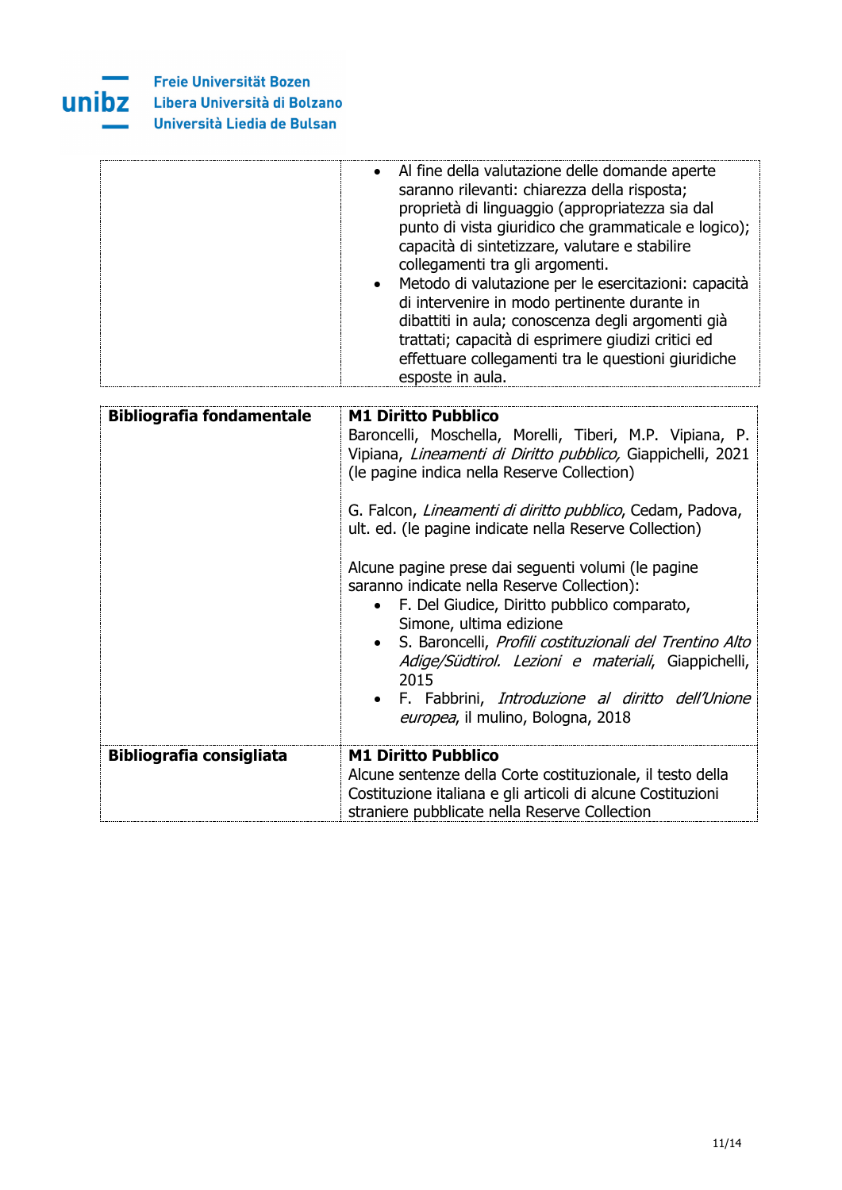| | |
|---|---|
| | • Al fine della valutazione delle domande aperte saranno rilevanti: chiarezza della risposta; proprietà di linguaggio (appropriatezza sia dal punto di vista giuridico che grammaticale e logico); capacità di sintetizzare, valutare e stabilire collegamenti tra gli argomenti.<br>• Metodo di valutazione per le esercitazioni: capacità di intervenire in modo pertinente durante in dibattiti in aula; conoscenza degli argomenti già trattati; capacità di esprimere giudizi critici ed effettuare collegamenti tra le questioni giuridiche esposte in aula. |

| | |
|---|---|
| **Bibliografia fondamentale** | **M1 Diritto Pubblico**<br>Baroncelli, Moschella, Morelli, Tiberi, M.P. Vipiana, P. Vipiana, *Lineamenti di Diritto pubblico,* Giappichelli, 2021 (le pagine indica nella Reserve Collection)<br><br>G. Falcon, *Lineamenti di diritto pubblico*, Cedam, Padova, ult. ed. (le pagine indicate nella Reserve Collection)<br><br>Alcune pagine prese dai seguenti volumi (le pagine saranno indicate nella Reserve Collection):<br>• F. Del Giudice, Diritto pubblico comparato, Simone, ultima edizione<br>• S. Baroncelli, *Profili costituzionali del Trentino Alto Adige/Südtirol. Lezioni e materiali*, Giappichelli, 2015<br>• F. Fabbrini, *Introduzione al diritto dell'Unione europea*, il mulino, Bologna, 2018 |
| **Bibliografia consigliata** | **M1 Diritto Pubblico**<br>Alcune sentenze della Corte costituzionale, il testo della Costituzione italiana e gli articoli di alcune Costituzioni straniere pubblicate nella Reserve Collection |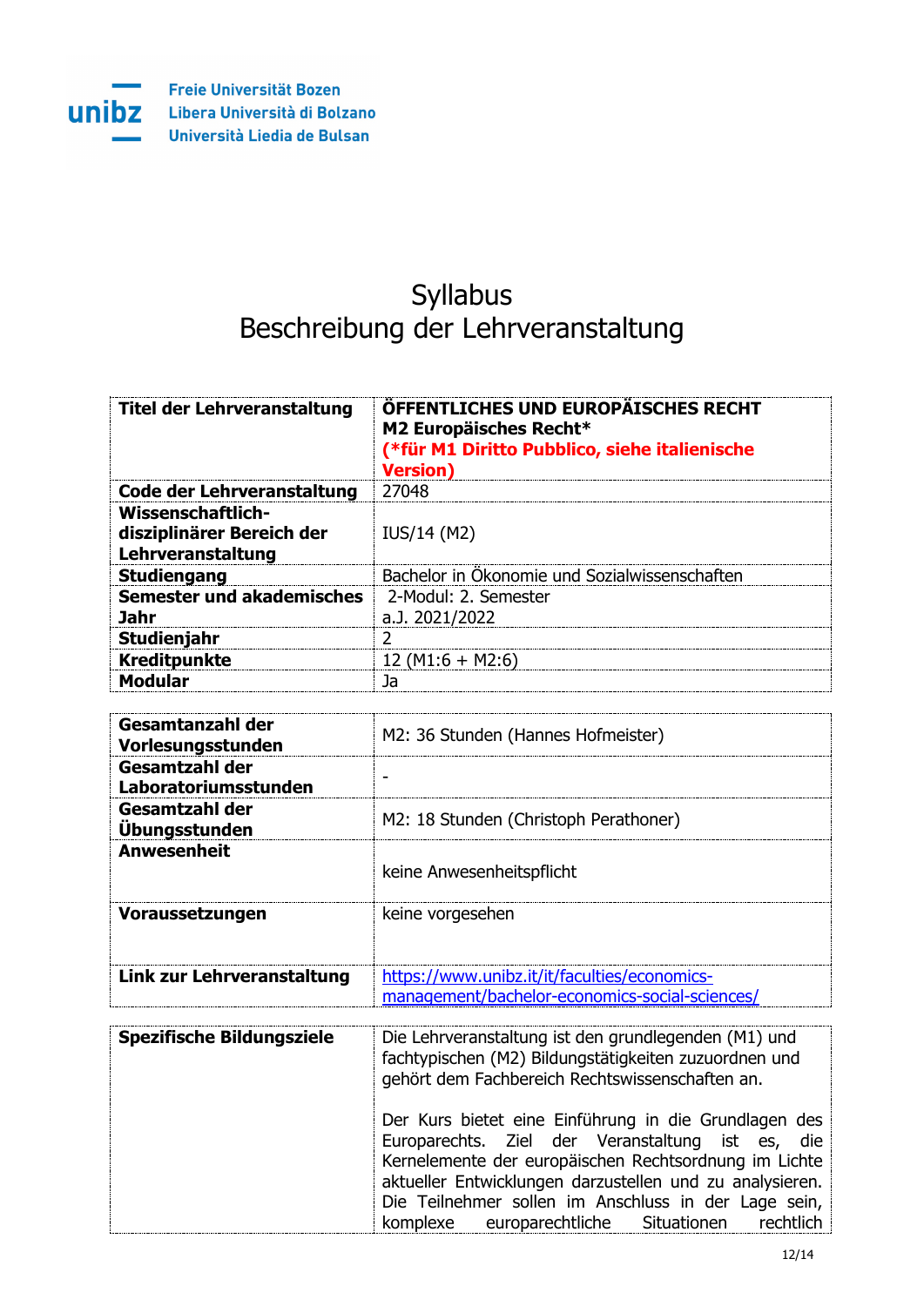Freie Universität Bozen
Libera Università di Bolzano
Università Liedia de Bulsan

# Syllabus
# Beschreibung der Lehrveranstaltung

| | |
|---|---|
| **Titel der Lehrveranstaltung** | **ÖFFENTLICHES UND EUROPÄISCHES RECHT**<br>**M2 Europäisches Recht***<br>**(*für M1 Diritto Pubblico, siehe italienische Version)** |
| **Code der Lehrveranstaltung** | 27048 |
| **Wissenschaftlich-disziplinärer Bereich der Lehrveranstaltung** | IUS/14 (M2) |
| **Studiengang** | Bachelor in Ökonomie und Sozialwissenschaften |
| **Semester und akademisches Jahr** | 2-Modul: 2. Semester<br>a.J. 2021/2022 |
| **Studienjahr** | 2 |
| **Kreditpunkte** | 12 (M1:6 + M2:6) |
| **Modular** | Ja |

| | |
|---|---|
| **Gesamtanzahl der Vorlesungsstunden** | M2: 36 Stunden (Hannes Hofmeister) |
| **Gesamtzahl der Laboratoriumsstunden** | - |
| **Gesamtzahl der Übungsstunden** | M2: 18 Stunden (Christoph Perathoner) |
| **Anwesenheit** | keine Anwesenheitspflicht |
| **Voraussetzungen** | keine vorgesehen |
| **Link zur Lehrveranstaltung** | https://www.unibz.it/it/faculties/economics-management/bachelor-economics-social-sciences/ |

| | |
|---|---|
| **Spezifische Bildungsziele** | Die Lehrveranstaltung ist den grundlegenden (M1) und fachtypischen (M2) Bildungstätigkeiten zuzuordnen und gehört dem Fachbereich Rechtswissenschaften an.<br><br>Der Kurs bietet eine Einführung in die Grundlagen des Europarechts. Ziel der Veranstaltung ist es, die Kernelemente der europäischen Rechtsordnung im Lichte aktueller Entwicklungen darzustellen und zu analysieren. Die Teilnehmer sollen im Anschluss in der Lage sein, komplexe europarechtliche Situationen rechtlich |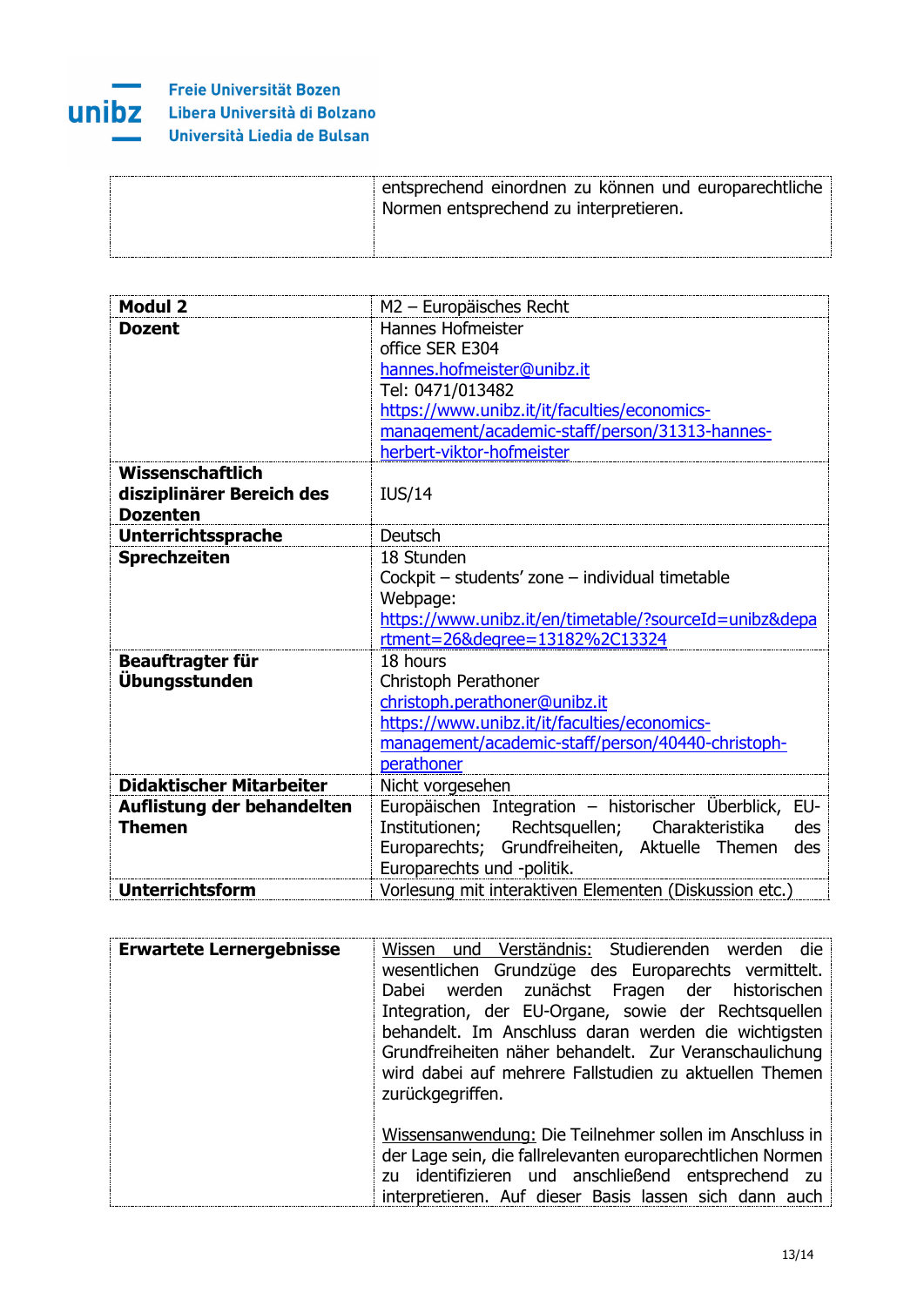| | |
|---|---|
| | entsprechend einordnen zu können und europarechtliche Normen entsprechend zu interpretieren. |

| **Modul 2** | M2 – Europäisches Recht |
|---|---|
| **Dozent** | Hannes Hofmeister<br>office SER E304<br>hannes.hofmeister@unibz.it<br>Tel: 0471/013482<br>https://www.unibz.it/it/faculties/economics-management/academic-staff/person/31313-hannes-herbert-viktor-hofmeister |
| **Wissenschaftlich disziplinärer Bereich des Dozenten** | IUS/14 |
| **Unterrichtssprache** | Deutsch |
| **Sprechzeiten** | 18 Stunden<br>Cockpit – students' zone – individual timetable<br>Webpage:<br>https://www.unibz.it/en/timetable/?sourceId=unibz&department=26&degree=13182%2C13324 |
| **Beauftragter für Übungsstunden** | 18 hours<br>Christoph Perathoner<br>christoph.perathoner@unibz.it<br>https://www.unibz.it/it/faculties/economics-management/academic-staff/person/40440-christoph-perathoner |
| **Didaktischer Mitarbeiter** | Nicht vorgesehen |
| **Auflistung der behandelten Themen** | Europäischen Integration – historischer Überblick, EU-Institutionen; Rechtsquellen; Charakteristika des Europarechts; Grundfreiheiten, Aktuelle Themen des Europarechts und -politik. |
| **Unterrichtsform** | Vorlesung mit interaktiven Elementen (Diskussion etc.) |

| **Erwartete Lernergebnisse** | Wissen und Verständnis: Studierenden werden die wesentlichen Grundzüge des Europarechts vermittelt. Dabei werden zunächst Fragen der historischen Integration, der EU-Organe, sowie der Rechtsquellen behandelt. Im Anschluss daran werden die wichtigsten Grundfreiheiten näher behandelt. Zur Veranschaulichung wird dabei auf mehrere Fallstudien zu aktuellen Themen zurückgegriffen.<br><br>Wissensanwendung: Die Teilnehmer sollen im Anschluss in der Lage sein, die fallrelevanten europarechtlichen Normen zu identifizieren und anschließend entsprechend zu interpretieren. Auf dieser Basis lassen sich dann auch |
|---|---|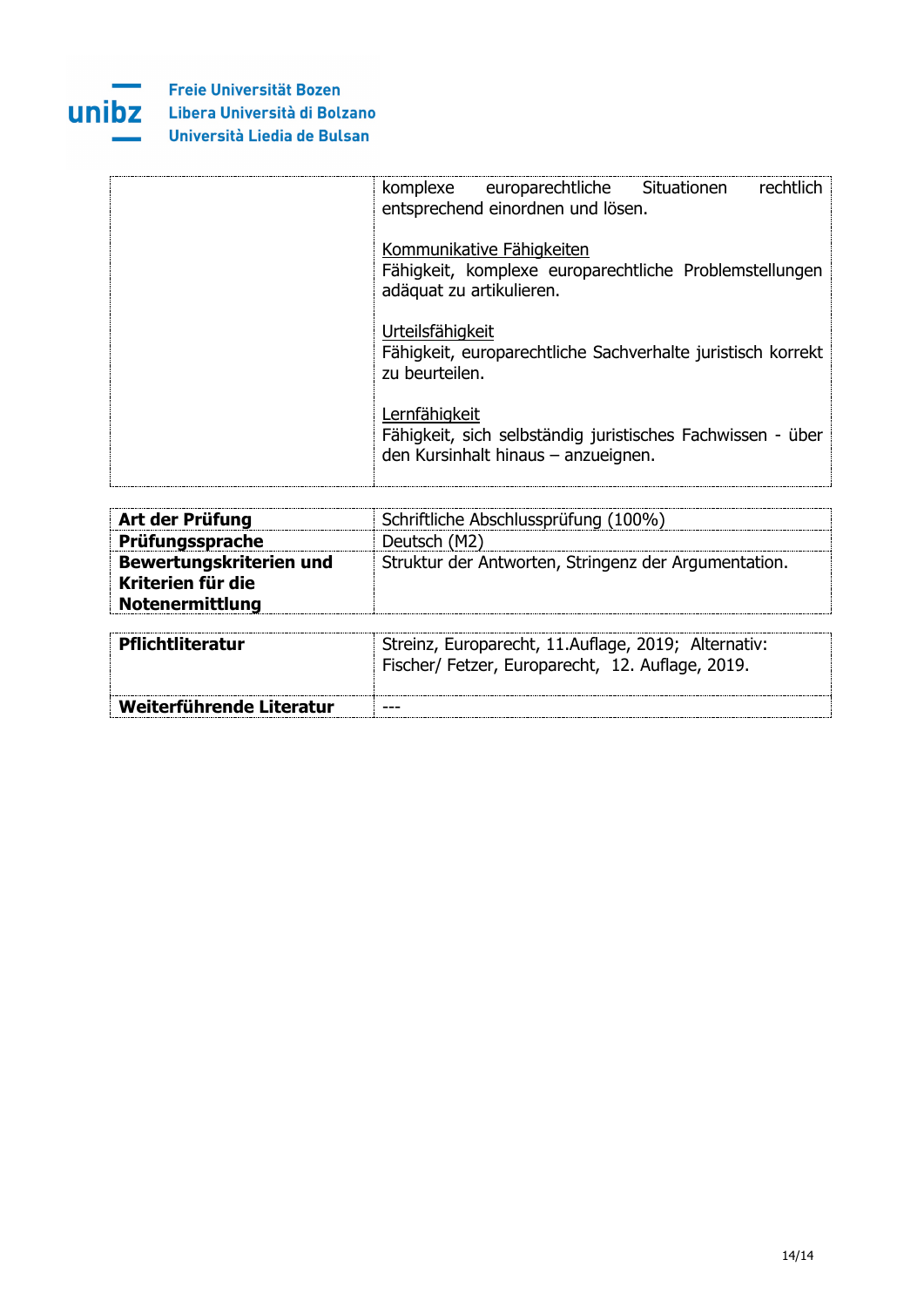| | |
|---|---|
| | komplexe europarechtliche Situationen rechtlich entsprechend einordnen und lösen.<br><br><u>Kommunikative Fähigkeiten</u><br>Fähigkeit, komplexe europarechtliche Problemstellungen adäquat zu artikulieren.<br><br><u>Urteilsfähigkeit</u><br>Fähigkeit, europarechtliche Sachverhalte juristisch korrekt zu beurteilen.<br><br><u>Lernfähigkeit</u><br>Fähigkeit, sich selbständig juristisches Fachwissen - über den Kursinhalt hinaus – anzueignen. |

| | |
|---|---|
| **Art der Prüfung** | Schriftliche Abschlussprüfung (100%) |
| **Prüfungssprache** | Deutsch (M2) |
| **Bewertungskriterien und Kriterien für die Notenermittlung** | Struktur der Antworten, Stringenz der Argumentation. |

| | |
|---|---|
| **Pflichtliteratur** | Streinz, Europarecht, 11.Auflage, 2019; Alternativ: Fischer/ Fetzer, Europarecht, 12. Auflage, 2019. |
| **Weiterführende Literatur** | --- |